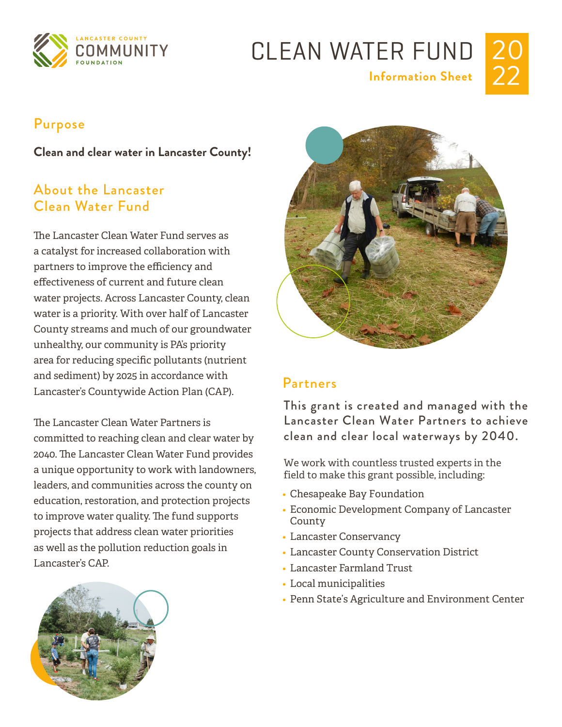LANCASTER COUNTY COMMUNITY FOUNDATION

# CLEAN WATER FUND 2022

**Information Sheet**

## Purpose

**Clean and clear water in Lancaster County!**

## About the Lancaster Clean Water Fund

The Lancaster Clean Water Fund serves as a catalyst for increased collaboration with partners to improve the efficiency and effectiveness of current and future clean water projects. Across Lancaster County, clean water is a priority. With over half of Lancaster County streams and much of our groundwater unhealthy, our community is PA's priority area for reducing specific pollutants (nutrient and sediment) by 2025 in accordance with Lancaster's Countywide Action Plan (CAP).

The Lancaster Clean Water Partners is committed to reaching clean and clear water by 2040. The Lancaster Clean Water Fund provides a unique opportunity to work with landowners, leaders, and communities across the county on education, restoration, and protection projects to improve water quality. The fund supports projects that address clean water priorities as well as the pollution reduction goals in Lancaster's CAP.

## Partners

This grant is created and managed with the Lancaster Clean Water Partners to achieve clean and clear local waterways by 2040.

We work with countless trusted experts in the field to make this grant possible, including:

- Chesapeake Bay Foundation
- Economic Development Company of Lancaster County
- Lancaster Conservancy
- Lancaster County Conservation District
- Lancaster Farmland Trust
- Local municipalities
- Penn State's Agriculture and Environment Center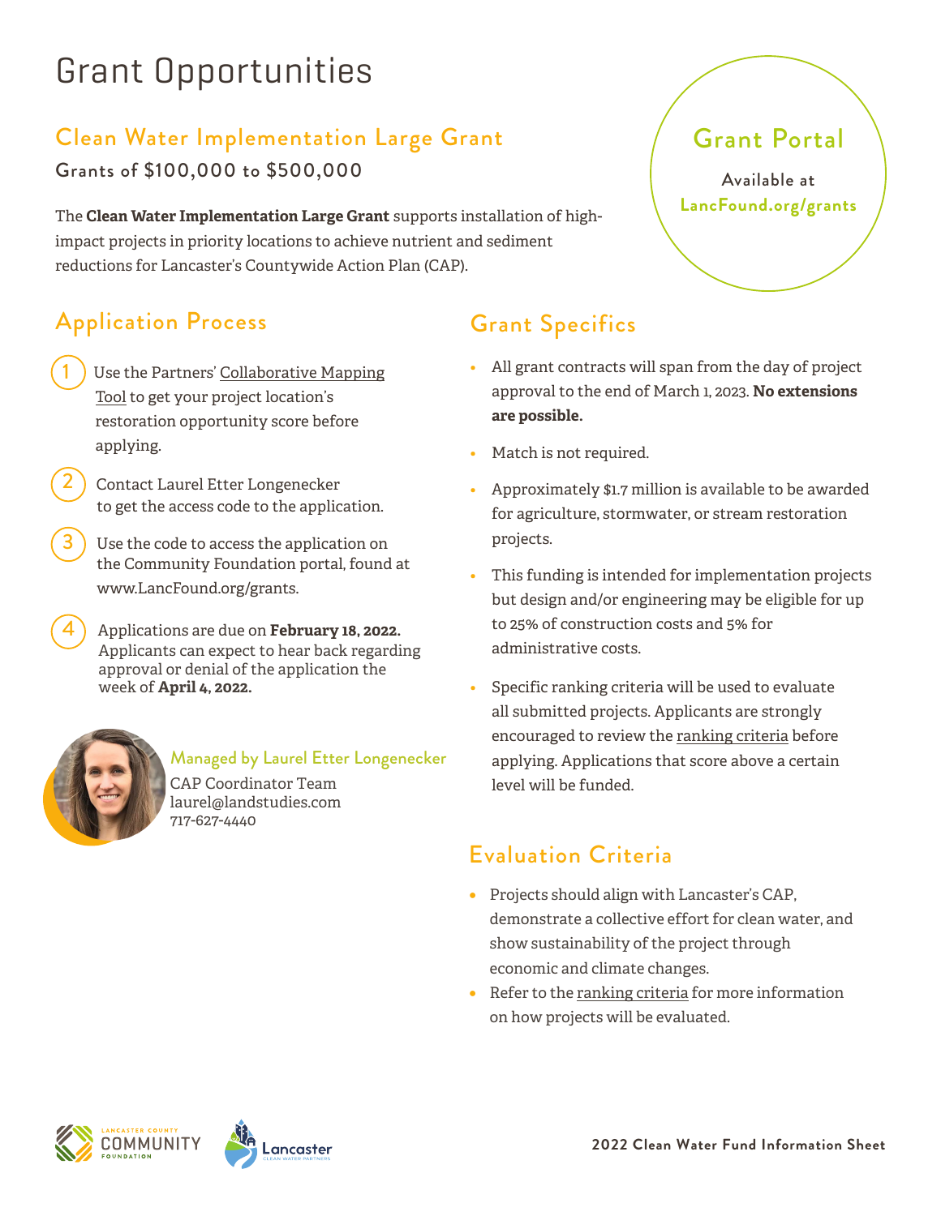# Grant Opportunities

## Clean Water Implementation Large Grant

Grants of $100,000 to $500,000

The **Clean Water Implementation Large Grant** supports installation of high-impact projects in priority locations to achieve nutrient and sediment reductions for Lancaster's Countywide Action Plan (CAP).

## Grant Portal

Available at LancFound.org/grants

## Application Process

1. Use the Partners' Collaborative Mapping Tool to get your project location's restoration opportunity score before applying.
2. Contact Laurel Etter Longenecker to get the access code to the application.
3. Use the code to access the application on the Community Foundation portal, found at www.LancFound.org/grants.
4. Applications are due on **February 18, 2022.** Applicants can expect to hear back regarding approval or denial of the application the week of **April 4, 2022.**

Managed by Laurel Etter Longenecker
CAP Coordinator Team
laurel@landstudies.com
717-627-4440

## Grant Specifics

- All grant contracts will span from the day of project approval to the end of March 1, 2023. **No extensions are possible.**
- Match is not required.
- Approximately $1.7 million is available to be awarded for agriculture, stormwater, or stream restoration projects.
- This funding is intended for implementation projects but design and/or engineering may be eligible for up to 25% of construction costs and 5% for administrative costs.
- Specific ranking criteria will be used to evaluate all submitted projects. Applicants are strongly encouraged to review the ranking criteria before applying. Applications that score above a certain level will be funded.

## Evaluation Criteria

- Projects should align with Lancaster's CAP, demonstrate a collective effort for clean water, and show sustainability of the project through economic and climate changes.
- Refer to the ranking criteria for more information on how projects will be evaluated.

2022 Clean Water Fund Information Sheet